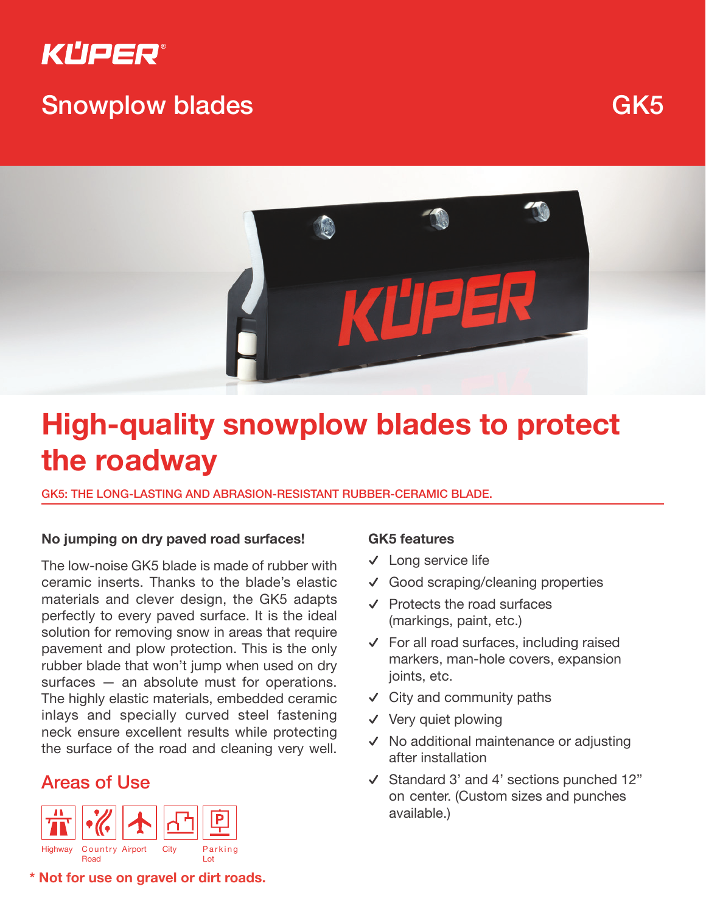KÜPER®

# Snowplow blades

GK5

# High-quality snowplow blades to protect the roadway

GK5: THE LONG-LASTING AND ABRASION-RESISTANT RUBBER-CERAMIC BLADE.

**No jumping on dry paved road surfaces!**

The low-noise GK5 blade is made of rubber with ceramic inserts. Thanks to the blade's elastic materials and clever design, the GK5 adapts perfectly to every paved surface. It is the ideal solution for removing snow in areas that require pavement and plow protection. This is the only rubber blade that won't jump when used on dry surfaces — an absolute must for operations. The highly elastic materials, embedded ceramic inlays and specially curved steel fastening neck ensure excellent results while protecting the surface of the road and cleaning very well.

## Areas of Use

Highway, Country Road, Airport, City, Parking Lot

**\* Not for use on gravel or dirt roads.**

**GK5 features**

- ✓ Long service life
- ✓ Good scraping/cleaning properties
- ✓ Protects the road surfaces (markings, paint, etc.)
- ✓ For all road surfaces, including raised markers, man-hole covers, expansion joints, etc.
- ✓ City and community paths
- ✓ Very quiet plowing
- ✓ No additional maintenance or adjusting after installation
- ✓ Standard 3' and 4' sections punched 12" on center. (Custom sizes and punches available.)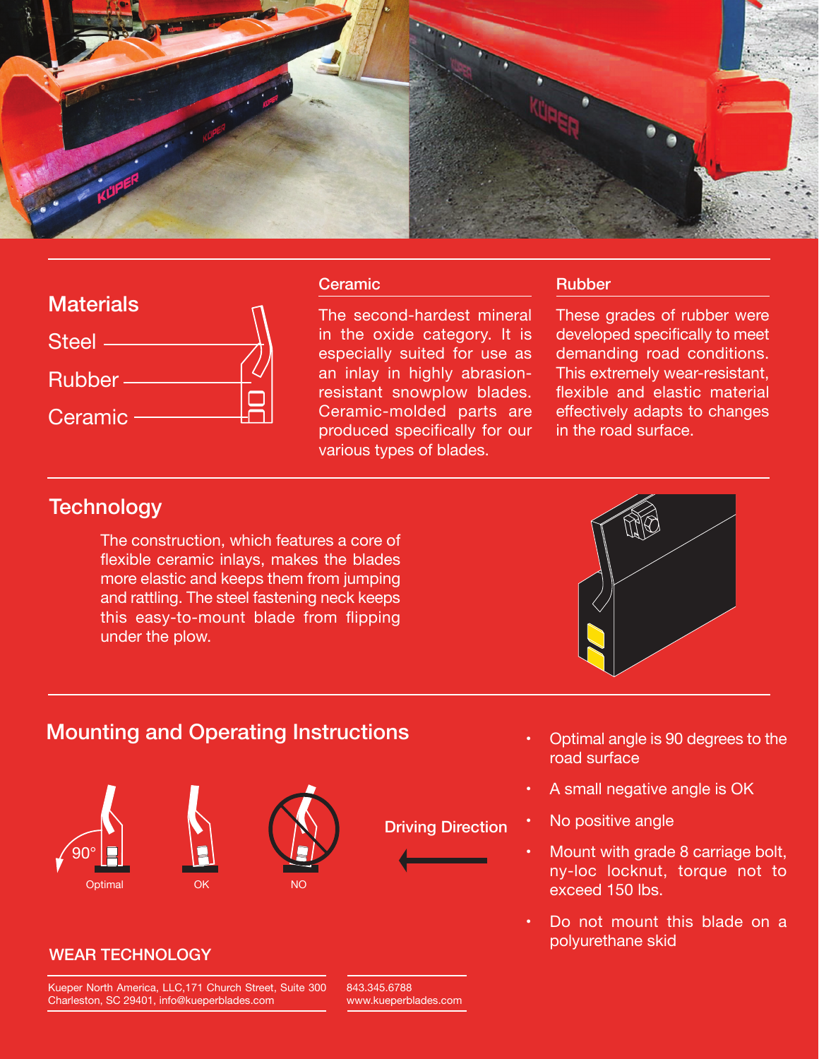## Materials

Steel

Rubber

Ceramic

### Ceramic

The second-hardest mineral in the oxide category. It is especially suited for use as an inlay in highly abrasion-resistant snowplow blades. Ceramic-molded parts are produced specifically for our various types of blades.

### Rubber

These grades of rubber were developed specifically to meet demanding road conditions. This extremely wear-resistant, flexible and elastic material effectively adapts to changes in the road surface.

## Technology

The construction, which features a core of flexible ceramic inlays, makes the blades more elastic and keeps them from jumping and rattling. The steel fastening neck keeps this easy-to-mount blade from flipping under the plow.

## Mounting and Operating Instructions

90°

Optimal

OK

NO

Driving Direction

- Optimal angle is 90 degrees to the road surface
- A small negative angle is OK
- No positive angle
- Mount with grade 8 carriage bolt, ny-loc locknut, torque not to exceed 150 lbs.
- Do not mount this blade on a polyurethane skid

**WEAR TECHNOLOGY**

Kueper North America, LLC,171 Church Street, Suite 300
Charleston, SC 29401, info@kueperblades.com

843.345.6788
www.kueperblades.com